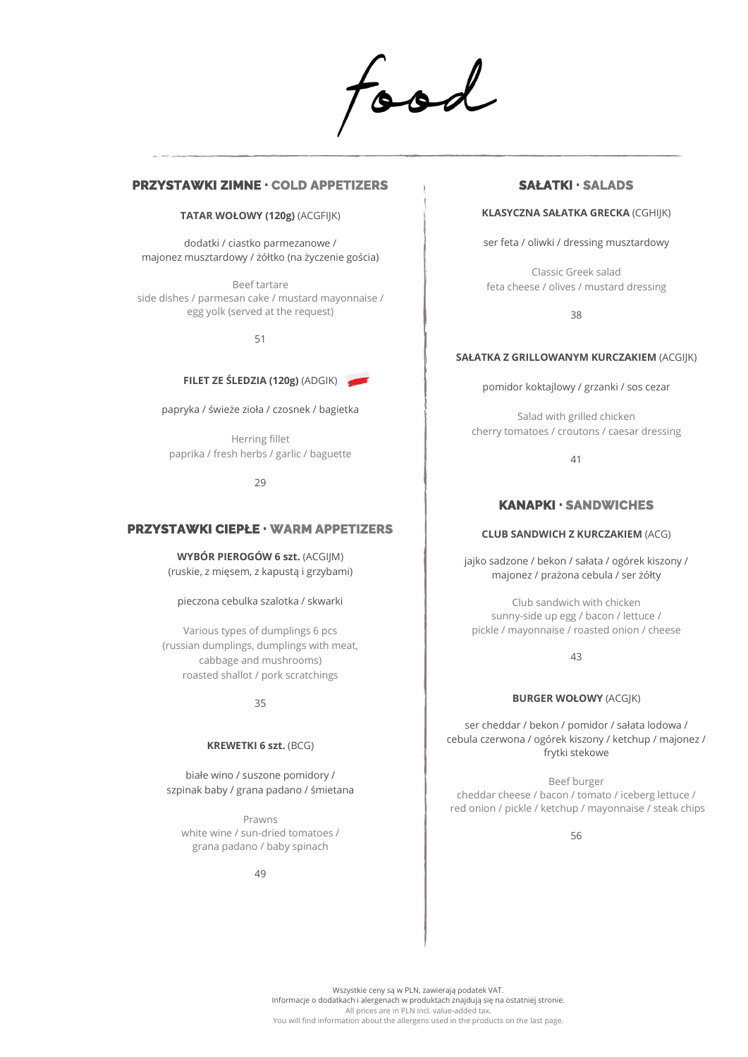# food

## PRZYSTAWKI ZIMNE · COLD APPETIZERS

**TATAR WOŁOWY (120g)** (ACGFIJK)

dodatki / ciastko parmezanowe / majonez musztardowy / żółtko (na życzenie gościa)

Beef tartare
side dishes / parmesan cake / mustard mayonnaise / egg yolk (served at the request)

51

**FILET ZE ŚLEDZIA (120g)** (ADGIK)

papryka / świeże zioła / czosnek / bagietka

Herring fillet
paprika / fresh herbs / garlic / baguette

29

## PRZYSTAWKI CIEPŁE · WARM APPETIZERS

**WYBÓR PIEROGÓW 6 szt.** (ACGIJM)
(ruskie, z mięsem, z kapustą i grzybami)

pieczona cebulka szalotka / skwarki

Various types of dumplings 6 pcs
(russian dumplings, dumplings with meat, cabbage and mushrooms)
roasted shallot / pork scratchings

35

**KREWETKI 6 szt.** (BCG)

białe wino / suszone pomidory / szpinak baby / grana padano / śmietana

Prawns
white wine / sun-dried tomatoes / grana padano / baby spinach

49

## SAŁATKI · SALADS

**KLASYCZNA SAŁATKA GRECKA** (CGHIJK)

ser feta / oliwki / dressing musztardowy

Classic Greek salad
feta cheese / olives / mustard dressing

38

**SAŁATKA Z GRILLOWANYM KURCZAKIEM** (ACGIJK)

pomidor koktajlowy / grzanki / sos cezar

Salad with grilled chicken
cherry tomatoes / croutons / caesar dressing

41

## KANAPKI · SANDWICHES

**CLUB SANDWICH Z KURCZAKIEM** (ACG)

jajko sadzone / bekon / sałata / ogórek kiszony / majonez / prażona cebula / ser żółty

Club sandwich with chicken
sunny-side up egg / bacon / lettuce / pickle / mayonnaise / roasted onion / cheese

43

**BURGER WOŁOWY** (ACGJK)

ser cheddar / bekon / pomidor / sałata lodowa / cebula czerwona / ogórek kiszony / ketchup / majonez / frytki stekowe

Beef burger
cheddar cheese / bacon / tomato / iceberg lettuce / red onion / pickle / ketchup / mayonnaise / steak chips

56

Wszystkie ceny są w PLN, zawierają podatek VAT.
Informacje o dodatkach i alergenach w produktach znajdują się na ostatniej stronie.
All prices are in PLN incl. value-added tax.
You will find information about the allergens used in the products on the last page.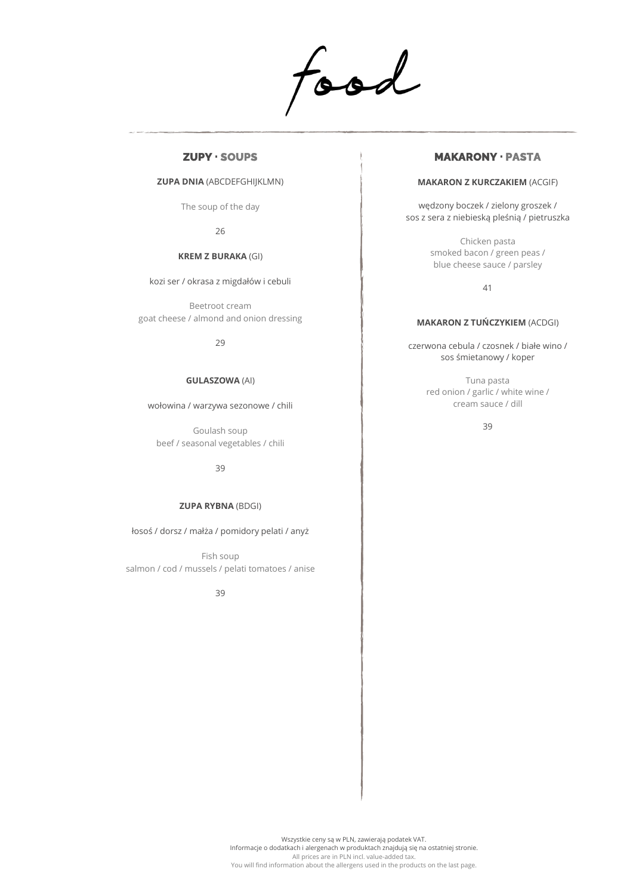# food

## ZUPY · SOUPS

**ZUPA DNIA** (ABCDEFGHIJKLMN)

The soup of the day

26

**KREM Z BURAKA** (GI)

kozi ser / okrasa z migdałów i cebuli

Beetroot cream
goat cheese / almond and onion dressing

29

**GULASZOWA** (AI)

wołowina / warzywa sezonowe / chili

Goulash soup
beef / seasonal vegetables / chili

39

**ZUPA RYBNA** (BDGI)

łosoś / dorsz / małża / pomidory pelati / anyż

Fish soup
salmon / cod / mussels / pelati tomatoes / anise

39

## MAKARONY · PASTA

**MAKARON Z KURCZAKIEM** (ACGIF)

wędzony boczek / zielony groszek /
sos z sera z niebieską pleśnią / pietruszka

Chicken pasta
smoked bacon / green peas /
blue cheese sauce / parsley

41

**MAKARON Z TUŃCZYKIEM** (ACDGI)

czerwona cebula / czosnek / białe wino /
sos śmietanowy / koper

Tuna pasta
red onion / garlic / white wine /
cream sauce / dill

39

Wszystkie ceny są w PLN, zawierają podatek VAT.
Informacje o dodatkach i alergenach w produktach znajdują się na ostatniej stronie.
All prices are in PLN incl. value-added tax.
You will find information about the allergens used in the products on the last page.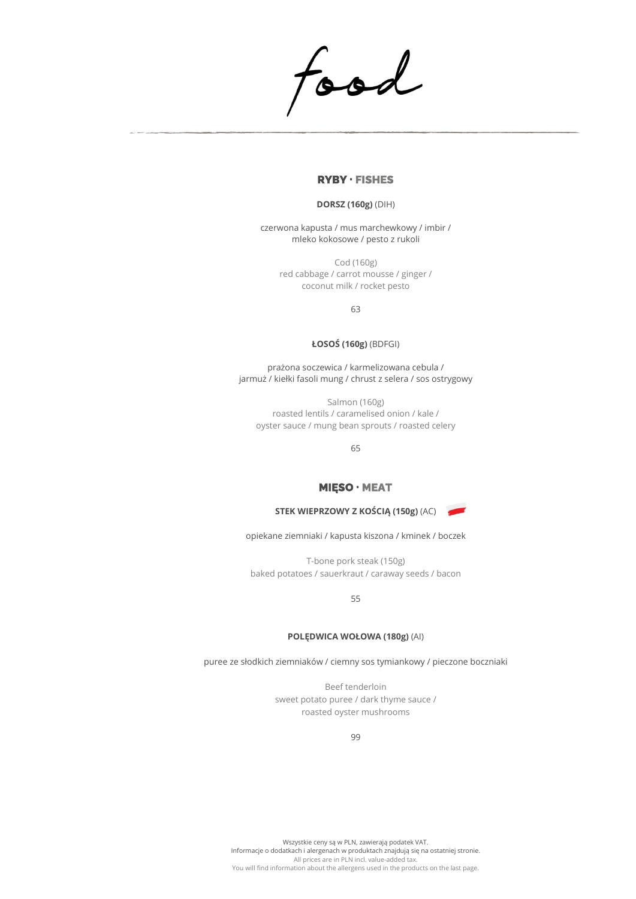# food

## RYBY · FISHES

**DORSZ (160g)** (DIH)

czerwona kapusta / mus marchewkowy / imbir /
mleko kokosowe / pesto z rukoli

Cod (160g)
red cabbage / carrot mousse / ginger /
coconut milk / rocket pesto

63

**ŁOSOŚ (160g)** (BDFGI)

prażona soczewica / karmelizowana cebula /
jarmuż / kiełki fasoli mung / chrust z selera / sos ostrygowy

Salmon (160g)
roasted lentils / caramelised onion / kale /
oyster sauce / mung bean sprouts / roasted celery

65

## MIĘSO · MEAT

**STEK WIEPRZOWY Z KOŚCIĄ (150g)** (AC)

opiekane ziemniaki / kapusta kiszona / kminek / boczek

T-bone pork steak (150g)
baked potatoes / sauerkraut / caraway seeds / bacon

55

**POLĘDWICA WOŁOWA (180g)** (AI)

puree ze słodkich ziemniaków / ciemny sos tymiankowy / pieczone boczniaki

Beef tenderloin
sweet potato puree / dark thyme sauce /
roasted oyster mushrooms

99

Wszystkie ceny są w PLN, zawierają podatek VAT.
Informacje o dodatkach i alergenach w produktach znajdują się na ostatniej stronie.
All prices are in PLN incl. value-added tax.
You will find information about the allergens used in the products on the last page.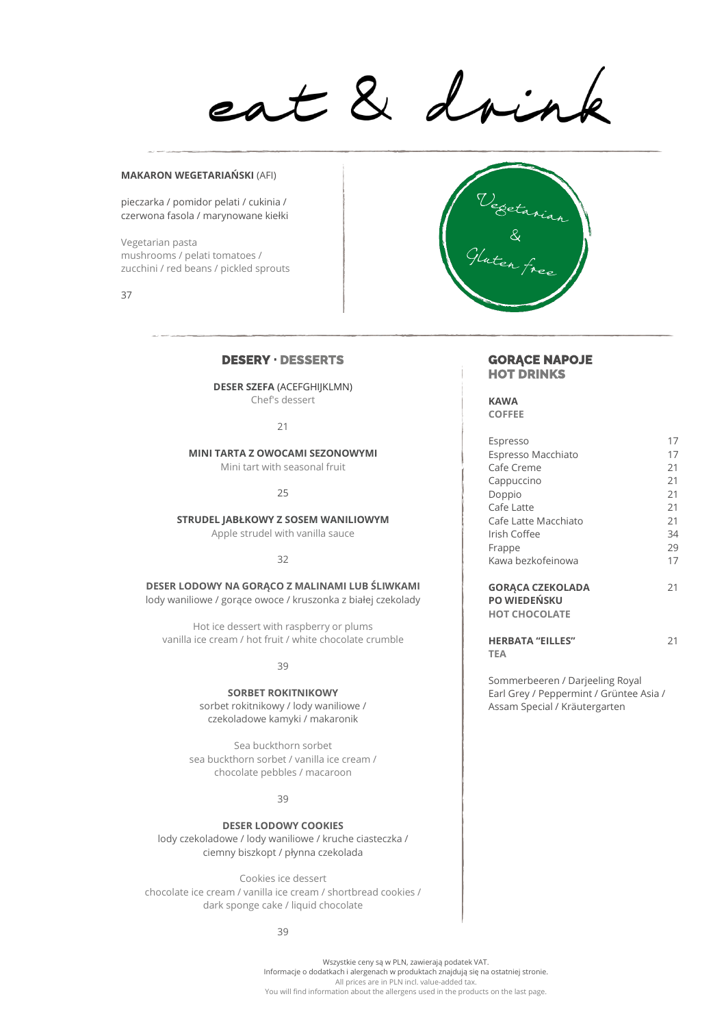# eat & drink

**MAKARON WEGETARIAŃSKI** (AFI)

pieczarka / pomidor pelati / cukinia / czerwona fasola / marynowane kiełki

Vegetarian pasta
mushrooms / pelati tomatoes / zucchini / red beans / pickled sprouts

37

Vegetarian & Gluten free

## DESERY · DESSERTS

**DESER SZEFA** (ACEFGHIJKLMN)
Chef's dessert

21

**MINI TARTA Z OWOCAMI SEZONOWYMI**
Mini tart with seasonal fruit

25

**STRUDEL JABŁKOWY Z SOSEM WANILIOWYM**
Apple strudel with vanilla sauce

32

**DESER LODOWY NA GORĄCO Z MALINAMI LUB ŚLIWKAMI**
lody waniliowe / gorące owoce / kruszonka z białej czekolady

Hot ice dessert with raspberry or plums
vanilla ice cream / hot fruit / white chocolate crumble

39

**SORBET ROKITNIKOWY**
sorbet rokitnikowy / lody waniliowe / czekoladowe kamyki / makaronik

Sea buckthorn sorbet
sea buckthorn sorbet / vanilla ice cream / chocolate pebbles / macaroon

39

**DESER LODOWY COOKIES**
lody czekoladowe / lody waniliowe / kruche ciasteczka / ciemny biszkopt / płynna czekolada

Cookies ice dessert
chocolate ice cream / vanilla ice cream / shortbread cookies / dark sponge cake / liquid chocolate

39

## GORĄCE NAPOJE
## HOT DRINKS

**KAWA**
**COFFEE**

| | |
|---|---|
| Espresso | 17 |
| Espresso Macchiato | 17 |
| Cafe Creme | 21 |
| Cappuccino | 21 |
| Doppio | 21 |
| Cafe Latte | 21 |
| Cafe Latte Macchiato | 21 |
| Irish Coffee | 34 |
| Frappe | 29 |
| Kawa bezkofeinowa | 17 |

**GORĄCA CZEKOLADA PO WIEDEŃSKU** 21
**HOT CHOCOLATE**

**HERBATA "EILLES"** 21
**TEA**

Sommerbeeren / Darjeeling Royal Earl Grey / Peppermint / Grüntee Asia / Assam Special / Kräutergarten

Wszystkie ceny są w PLN, zawierają podatek VAT.
Informacje o dodatkach i alergenach w produktach znajdują się na ostatniej stronie.
All prices are in PLN incl. value-added tax.
You will find information about the allergens used in the products on the last page.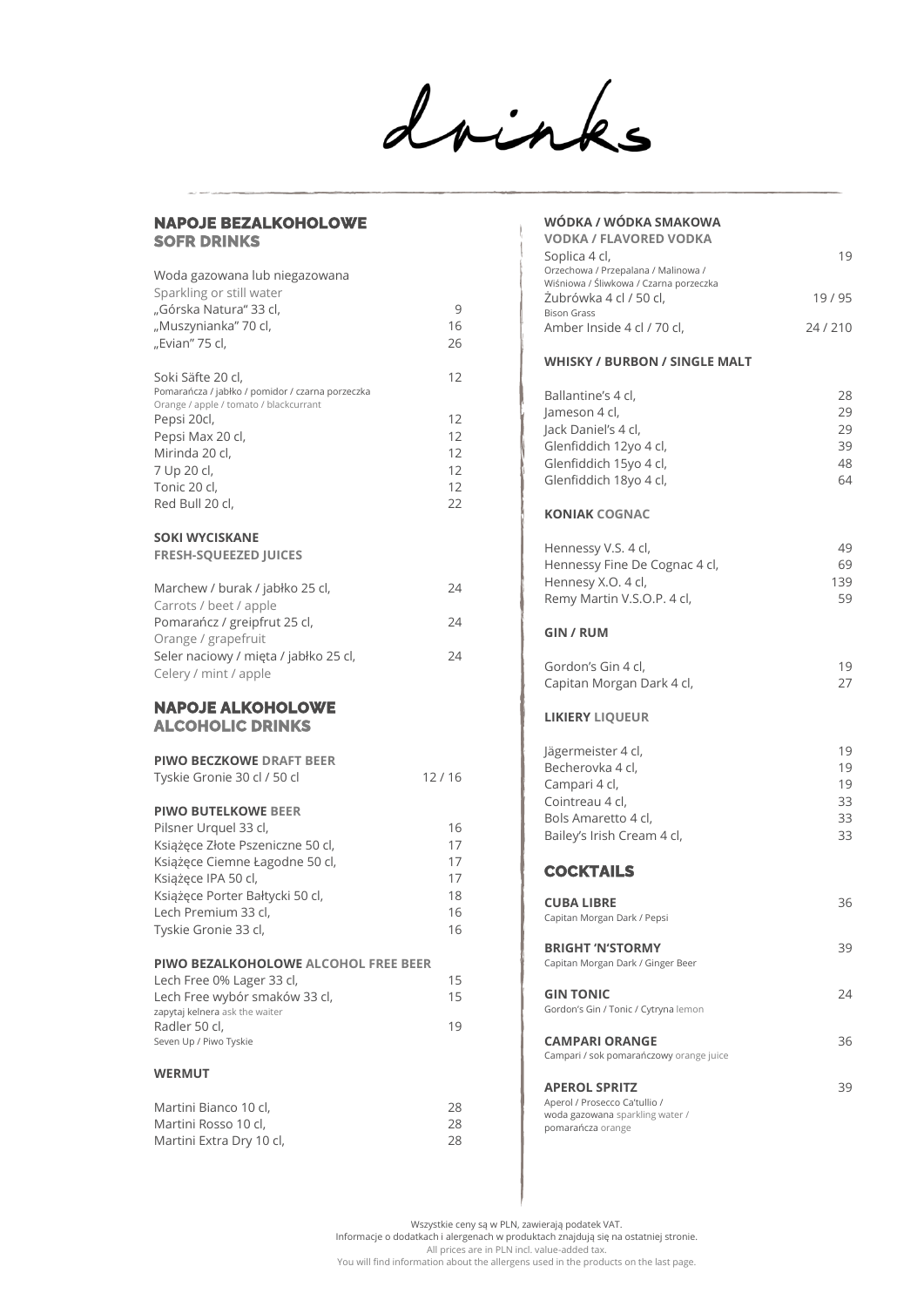# drinks

## NAPOJE BEZALKOHOLOWE
## SOFR DRINKS

Woda gazowana lub niegazowana
Sparkling or still water

| | |
|---|---|
| „Górska Natura" 33 cl, | 9 |
| „Muszynianka" 70 cl, | 16 |
| „Evian" 75 cl, | 26 |

| | |
|---|---|
| Soki Säfte 20 cl,<br>Pomarańcza / jabłko / pomidor / czarna porzeczka<br>Orange / apple / tomato / blackcurrant | 12 |
| Pepsi 20cl, | 12 |
| Pepsi Max 20 cl, | 12 |
| Mirinda 20 cl, | 12 |
| 7 Up 20 cl, | 12 |
| Tonic 20 cl, | 12 |
| Red Bull 20 cl, | 22 |

**SOKI WYCISKANE**
**FRESH-SQUEEZED JUICES**

| | |
|---|---|
| Marchew / burak / jabłko 25 cl,<br>Carrots / beet / apple | 24 |
| Pomarańcz / greipfrut 25 cl,<br>Orange / grapefruit | 24 |
| Seler naciowy / mięta / jabłko 25 cl,<br>Celery / mint / apple | 24 |

## NAPOJE ALKOHOLOWE
## ALCOHOLIC DRINKS

**PIWO BECZKOWE DRAFT BEER**

| | |
|---|---|
| Tyskie Gronie 30 cl / 50 cl | 12 / 16 |

**PIWO BUTELKOWE BEER**

| | |
|---|---|
| Pilsner Urquel 33 cl, | 16 |
| Książęce Złote Pszeniczne 50 cl, | 17 |
| Książęce Ciemne Łagodne 50 cl, | 17 |
| Książęce IPA 50 cl, | 17 |
| Książęce Porter Bałtycki 50 cl, | 18 |
| Lech Premium 33 cl, | 16 |
| Tyskie Gronie 33 cl, | 16 |

**PIWO BEZALKOHOLOWE ALCOHOL FREE BEER**

| | |
|---|---|
| Lech Free 0% Lager 33 cl, | 15 |
| Lech Free wybór smaków 33 cl,<br>zapytaj kelnera ask the waiter | 15 |
| Radler 50 cl,<br>Seven Up / Piwo Tyskie | 19 |

**WERMUT**

| | |
|---|---|
| Martini Bianco 10 cl, | 28 |
| Martini Rosso 10 cl, | 28 |
| Martini Extra Dry 10 cl, | 28 |

**WÓDKA / WÓDKA SMAKOWA**
**VODKA / FLAVORED VODKA**

| | |
|---|---|
| Soplica 4 cl,<br>Orzechowa / Przepalana / Malinowa / Wiśniowa / Śliwkowa / Czarna porzeczka | 19 |
| Żubrówka 4 cl / 50 cl,<br>Bison Grass | 19 / 95 |
| Amber Inside 4 cl / 70 cl, | 24 / 210 |

**WHISKY / BURBON / SINGLE MALT**

| | |
|---|---|
| Ballantine's 4 cl, | 28 |
| Jameson 4 cl, | 29 |
| Jack Daniel's 4 cl, | 29 |
| Glenfiddich 12yo 4 cl, | 39 |
| Glenfiddich 15yo 4 cl, | 48 |
| Glenfiddich 18yo 4 cl, | 64 |

**KONIAK COGNAC**

| | |
|---|---|
| Hennessy V.S. 4 cl, | 49 |
| Hennessy Fine De Cognac 4 cl, | 69 |
| Hennesy X.O. 4 cl, | 139 |
| Remy Martin V.S.O.P. 4 cl, | 59 |

**GIN / RUM**

| | |
|---|---|
| Gordon's Gin 4 cl, | 19 |
| Capitan Morgan Dark 4 cl, | 27 |

**LIKIERY LIQUEUR**

| | |
|---|---|
| Jägermeister 4 cl, | 19 |
| Becherovka 4 cl, | 19 |
| Campari 4 cl, | 19 |
| Cointreau 4 cl, | 33 |
| Bols Amaretto 4 cl, | 33 |
| Bailey's Irish Cream 4 cl, | 33 |

## COCKTAILS

| | |
|---|---|
| **CUBA LIBRE**<br>Capitan Morgan Dark / Pepsi | 36 |
| **BRIGHT 'N'STORMY**<br>Capitan Morgan Dark / Ginger Beer | 39 |
| **GIN TONIC**<br>Gordon's Gin / Tonic / Cytryna lemon | 24 |
| **CAMPARI ORANGE**<br>Campari / sok pomarańczowy orange juice | 36 |
| **APEROL SPRITZ**<br>Aperol / Prosecco Ca'tullio / woda gazowana sparkling water / pomarańcza orange | 39 |

Wszystkie ceny są w PLN, zawierają podatek VAT.
Informacje o dodatkach i alergenach w produktach znajdują się na ostatniej stronie.
All prices are in PLN incl. value-added tax.
You will find information about the allergens used in the products on the last page.